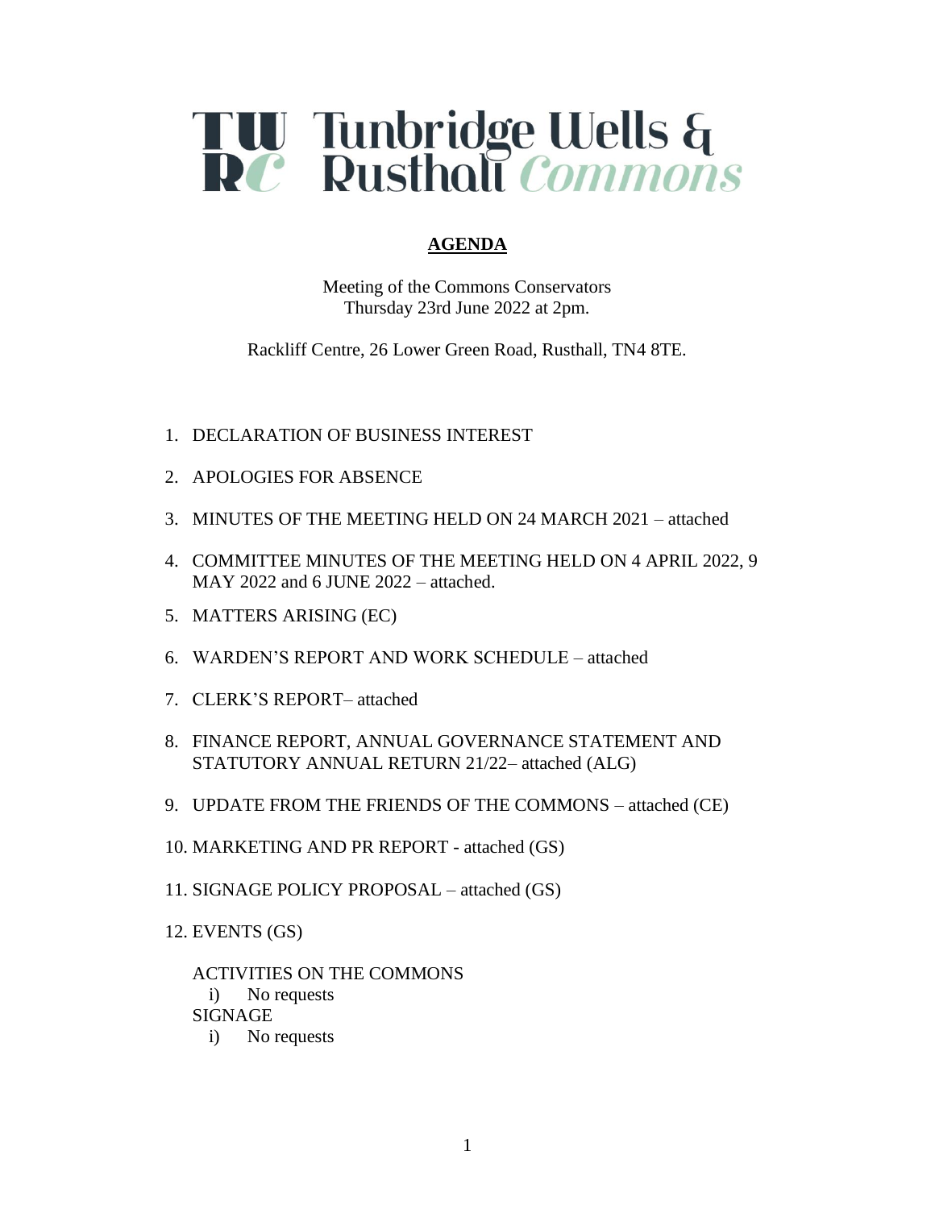# Tunbridge Wells & Rusthall Commons

## AGENDA

Meeting of the Commons Conservators
Thursday 23rd June 2022 at 2pm.

Rackliff Centre, 26 Lower Green Road, Rusthall, TN4 8TE.

1. DECLARATION OF BUSINESS INTEREST
2. APOLOGIES FOR ABSENCE
3. MINUTES OF THE MEETING HELD ON 24 MARCH 2021 – attached
4. COMMITTEE MINUTES OF THE MEETING HELD ON 4 APRIL 2022, 9 MAY 2022 and 6 JUNE 2022 – attached.
5. MATTERS ARISING (EC)
6. WARDEN'S REPORT AND WORK SCHEDULE – attached
7. CLERK'S REPORT– attached
8. FINANCE REPORT, ANNUAL GOVERNANCE STATEMENT AND STATUTORY ANNUAL RETURN 21/22– attached (ALG)
9. UPDATE FROM THE FRIENDS OF THE COMMONS – attached (CE)
10. MARKETING AND PR REPORT - attached (GS)
11. SIGNAGE POLICY PROPOSAL – attached (GS)
12. EVENTS (GS)

    ACTIVITIES ON THE COMMONS
    i) No requests

    SIGNAGE
    i) No requests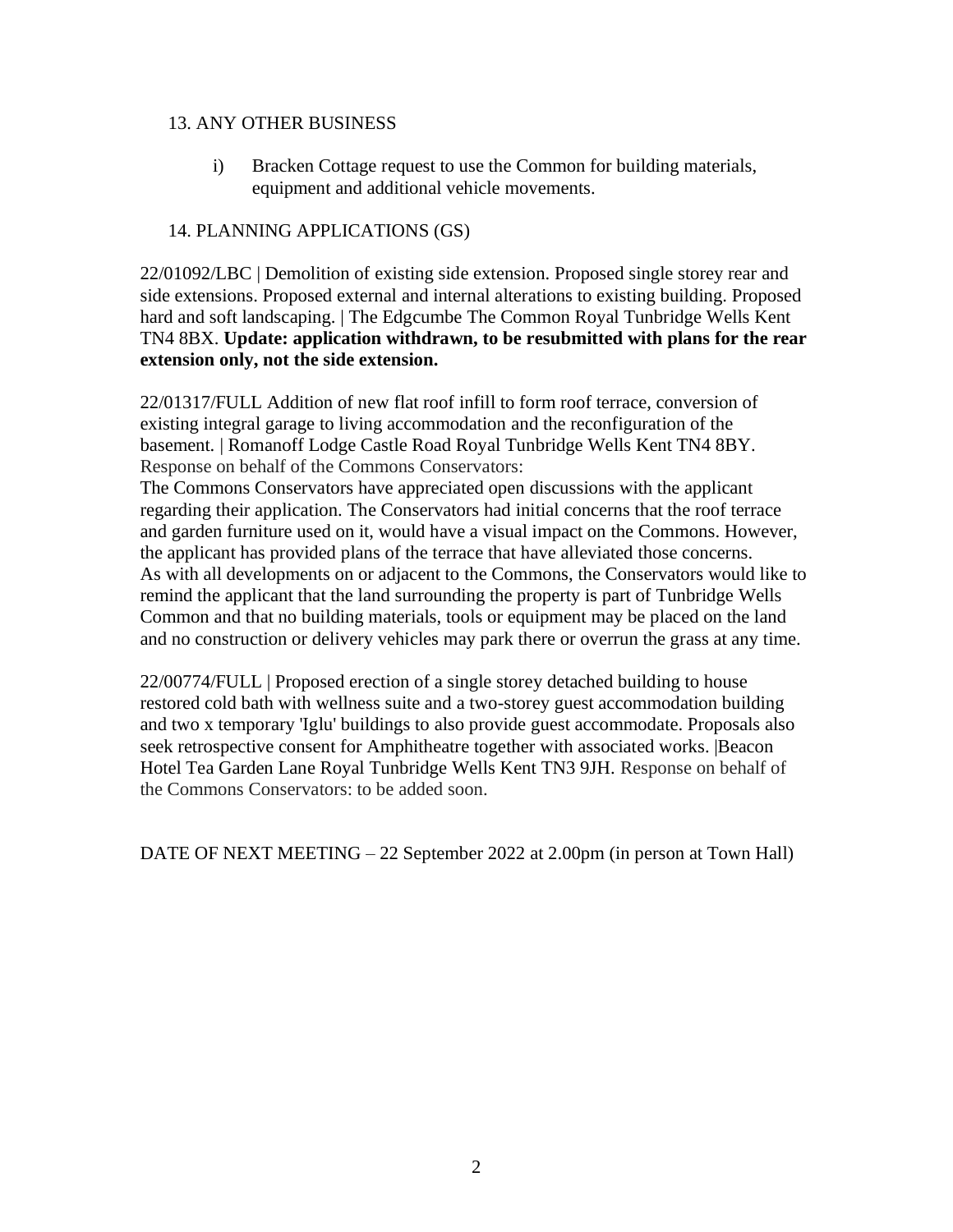13. ANY OTHER BUSINESS

   i) Bracken Cottage request to use the Common for building materials, equipment and additional vehicle movements.

14. PLANNING APPLICATIONS (GS)

22/01092/LBC | Demolition of existing side extension. Proposed single storey rear and side extensions. Proposed external and internal alterations to existing building. Proposed hard and soft landscaping. | The Edgcumbe The Common Royal Tunbridge Wells Kent TN4 8BX. **Update: application withdrawn, to be resubmitted with plans for the rear extension only, not the side extension.**

22/01317/FULL Addition of new flat roof infill to form roof terrace, conversion of existing integral garage to living accommodation and the reconfiguration of the basement. | Romanoff Lodge Castle Road Royal Tunbridge Wells Kent TN4 8BY. Response on behalf of the Commons Conservators:
The Commons Conservators have appreciated open discussions with the applicant regarding their application. The Conservators had initial concerns that the roof terrace and garden furniture used on it, would have a visual impact on the Commons. However, the applicant has provided plans of the terrace that have alleviated those concerns.
As with all developments on or adjacent to the Commons, the Conservators would like to remind the applicant that the land surrounding the property is part of Tunbridge Wells Common and that no building materials, tools or equipment may be placed on the land and no construction or delivery vehicles may park there or overrun the grass at any time.

22/00774/FULL | Proposed erection of a single storey detached building to house restored cold bath with wellness suite and a two-storey guest accommodation building and two x temporary 'Iglu' buildings to also provide guest accommodate. Proposals also seek retrospective consent for Amphitheatre together with associated works. |Beacon Hotel Tea Garden Lane Royal Tunbridge Wells Kent TN3 9JH. Response on behalf of the Commons Conservators: to be added soon.

DATE OF NEXT MEETING – 22 September 2022 at 2.00pm (in person at Town Hall)